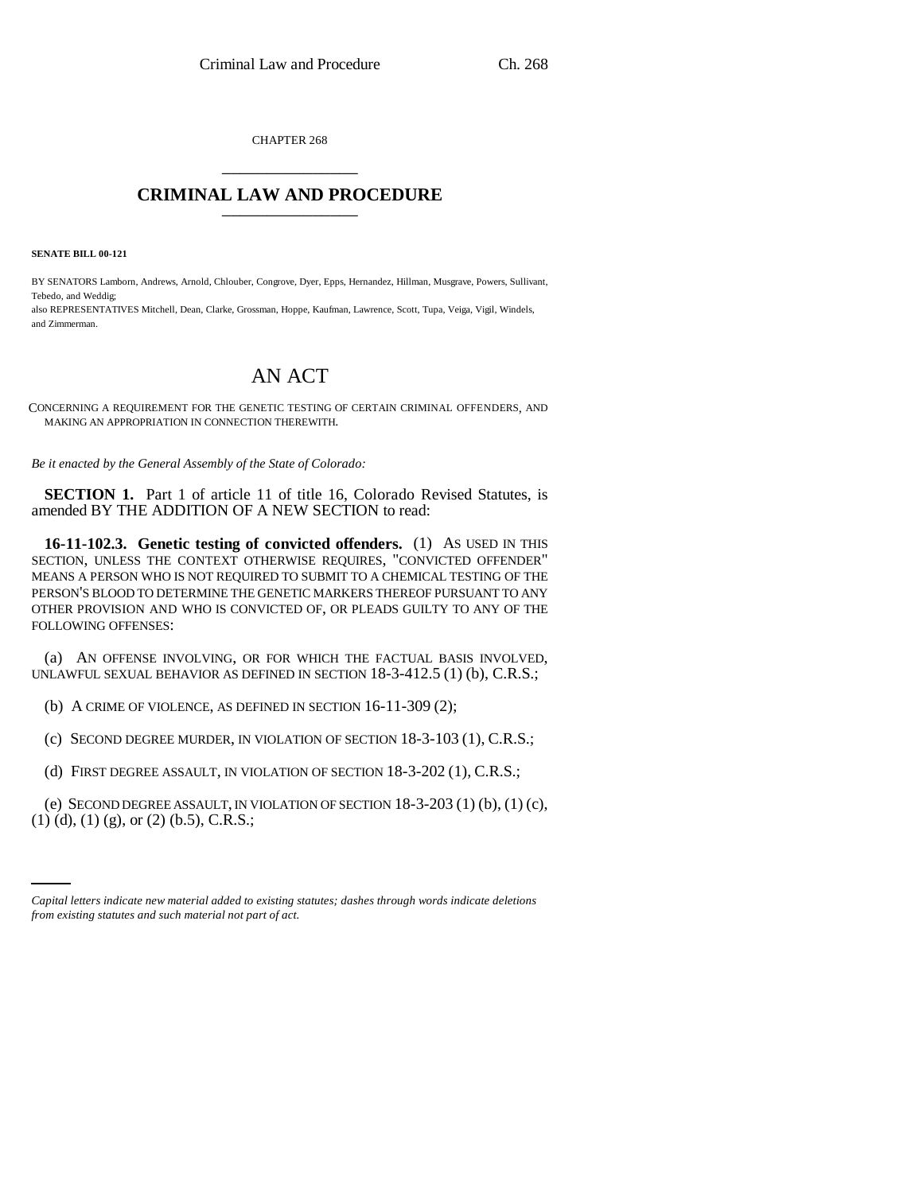CHAPTER 268

# CRIMINAL LAW AND PROCEDURE

**SENATE BILL 00-121**

BY SENATORS Lamborn, Andrews, Arnold, Chlouber, Congrove, Dyer, Epps, Hernandez, Hillman, Musgrave, Powers, Sullivant, Tebedo, and Weddig;
also REPRESENTATIVES Mitchell, Dean, Clarke, Grossman, Hoppe, Kaufman, Lawrence, Scott, Tupa, Veiga, Vigil, Windels, and Zimmerman.

# AN ACT

CONCERNING A REQUIREMENT FOR THE GENETIC TESTING OF CERTAIN CRIMINAL OFFENDERS, AND MAKING AN APPROPRIATION IN CONNECTION THEREWITH.

*Be it enacted by the General Assembly of the State of Colorado:*

**SECTION 1.** Part 1 of article 11 of title 16, Colorado Revised Statutes, is amended BY THE ADDITION OF A NEW SECTION to read:

**16-11-102.3. Genetic testing of convicted offenders.** (1) AS USED IN THIS SECTION, UNLESS THE CONTEXT OTHERWISE REQUIRES, "CONVICTED OFFENDER" MEANS A PERSON WHO IS NOT REQUIRED TO SUBMIT TO A CHEMICAL TESTING OF THE PERSON'S BLOOD TO DETERMINE THE GENETIC MARKERS THEREOF PURSUANT TO ANY OTHER PROVISION AND WHO IS CONVICTED OF, OR PLEADS GUILTY TO ANY OF THE FOLLOWING OFFENSES:

(a) AN OFFENSE INVOLVING, OR FOR WHICH THE FACTUAL BASIS INVOLVED, UNLAWFUL SEXUAL BEHAVIOR AS DEFINED IN SECTION 18-3-412.5 (1) (b), C.R.S.;

(b) A CRIME OF VIOLENCE, AS DEFINED IN SECTION 16-11-309 (2);

(c) SECOND DEGREE MURDER, IN VIOLATION OF SECTION 18-3-103 (1), C.R.S.;

(d) FIRST DEGREE ASSAULT, IN VIOLATION OF SECTION 18-3-202 (1), C.R.S.;

(e) SECOND DEGREE ASSAULT, IN VIOLATION OF SECTION 18-3-203 (1) (b), (1) (c), (1) (d), (1) (g), or (2) (b.5), C.R.S.;

*Capital letters indicate new material added to existing statutes; dashes through words indicate deletions from existing statutes and such material not part of act.*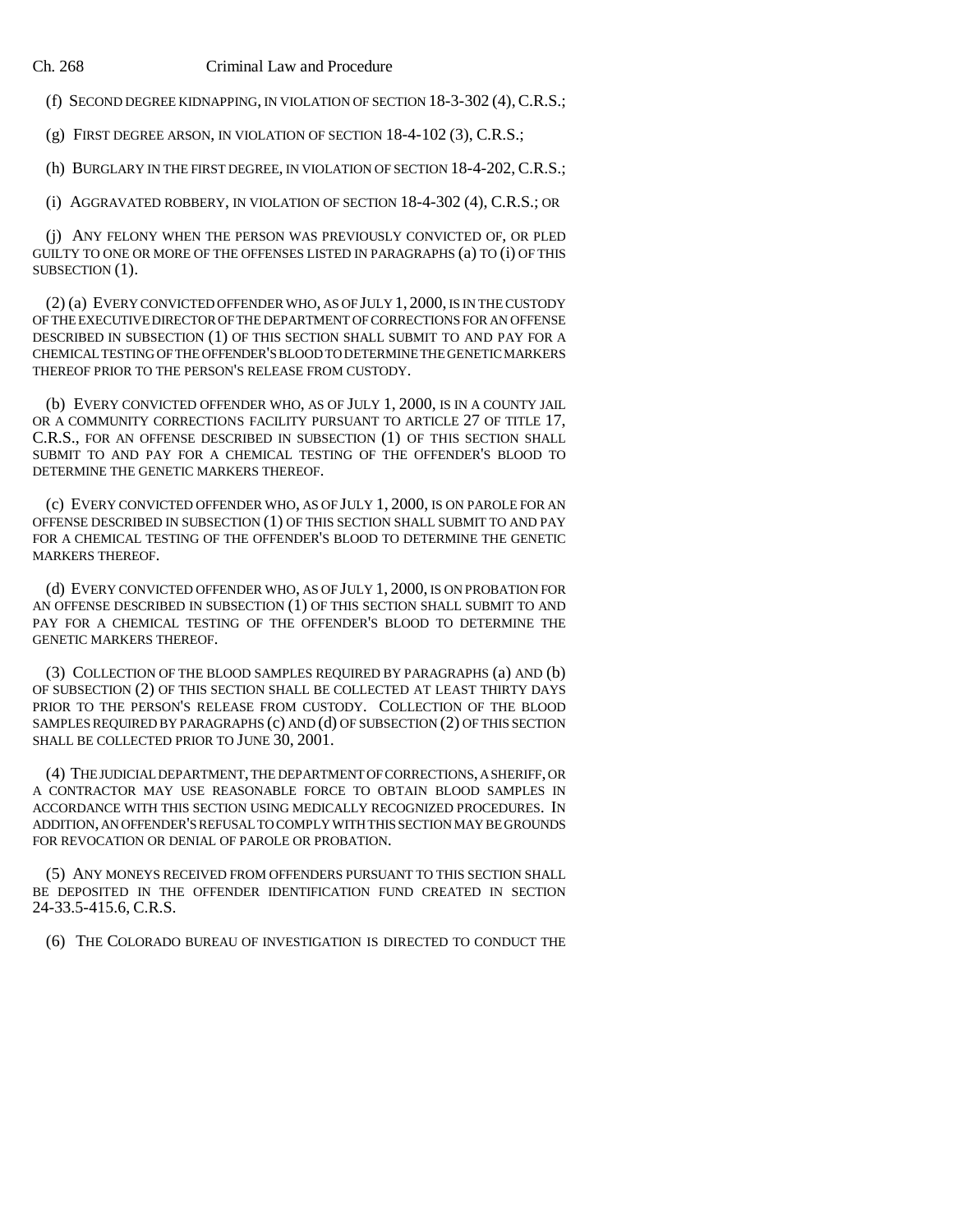(f) SECOND DEGREE KIDNAPPING, IN VIOLATION OF SECTION 18-3-302 (4), C.R.S.;

(g) FIRST DEGREE ARSON, IN VIOLATION OF SECTION 18-4-102 (3), C.R.S.;

(h) BURGLARY IN THE FIRST DEGREE, IN VIOLATION OF SECTION 18-4-202, C.R.S.;

(i) AGGRAVATED ROBBERY, IN VIOLATION OF SECTION 18-4-302 (4), C.R.S.; OR

(j) ANY FELONY WHEN THE PERSON WAS PREVIOUSLY CONVICTED OF, OR PLED GUILTY TO ONE OR MORE OF THE OFFENSES LISTED IN PARAGRAPHS (a) TO (i) OF THIS SUBSECTION (1).

(2) (a) EVERY CONVICTED OFFENDER WHO, AS OF JULY 1, 2000, IS IN THE CUSTODY OF THE EXECUTIVE DIRECTOR OF THE DEPARTMENT OF CORRECTIONS FOR AN OFFENSE DESCRIBED IN SUBSECTION (1) OF THIS SECTION SHALL SUBMIT TO AND PAY FOR A CHEMICAL TESTING OF THE OFFENDER'S BLOOD TO DETERMINE THE GENETIC MARKERS THEREOF PRIOR TO THE PERSON'S RELEASE FROM CUSTODY.

(b) EVERY CONVICTED OFFENDER WHO, AS OF JULY 1, 2000, IS IN A COUNTY JAIL OR A COMMUNITY CORRECTIONS FACILITY PURSUANT TO ARTICLE 27 OF TITLE 17, C.R.S., FOR AN OFFENSE DESCRIBED IN SUBSECTION (1) OF THIS SECTION SHALL SUBMIT TO AND PAY FOR A CHEMICAL TESTING OF THE OFFENDER'S BLOOD TO DETERMINE THE GENETIC MARKERS THEREOF.

(c) EVERY CONVICTED OFFENDER WHO, AS OF JULY 1, 2000, IS ON PAROLE FOR AN OFFENSE DESCRIBED IN SUBSECTION (1) OF THIS SECTION SHALL SUBMIT TO AND PAY FOR A CHEMICAL TESTING OF THE OFFENDER'S BLOOD TO DETERMINE THE GENETIC MARKERS THEREOF.

(d) EVERY CONVICTED OFFENDER WHO, AS OF JULY 1, 2000, IS ON PROBATION FOR AN OFFENSE DESCRIBED IN SUBSECTION (1) OF THIS SECTION SHALL SUBMIT TO AND PAY FOR A CHEMICAL TESTING OF THE OFFENDER'S BLOOD TO DETERMINE THE GENETIC MARKERS THEREOF.

(3) COLLECTION OF THE BLOOD SAMPLES REQUIRED BY PARAGRAPHS (a) AND (b) OF SUBSECTION (2) OF THIS SECTION SHALL BE COLLECTED AT LEAST THIRTY DAYS PRIOR TO THE PERSON'S RELEASE FROM CUSTODY. COLLECTION OF THE BLOOD SAMPLES REQUIRED BY PARAGRAPHS (c) AND (d) OF SUBSECTION (2) OF THIS SECTION SHALL BE COLLECTED PRIOR TO JUNE 30, 2001.

(4) THE JUDICIAL DEPARTMENT, THE DEPARTMENT OF CORRECTIONS, A SHERIFF, OR A CONTRACTOR MAY USE REASONABLE FORCE TO OBTAIN BLOOD SAMPLES IN ACCORDANCE WITH THIS SECTION USING MEDICALLY RECOGNIZED PROCEDURES. IN ADDITION, AN OFFENDER'S REFUSAL TO COMPLY WITH THIS SECTION MAY BE GROUNDS FOR REVOCATION OR DENIAL OF PAROLE OR PROBATION.

(5) ANY MONEYS RECEIVED FROM OFFENDERS PURSUANT TO THIS SECTION SHALL BE DEPOSITED IN THE OFFENDER IDENTIFICATION FUND CREATED IN SECTION 24-33.5-415.6, C.R.S.

(6) THE COLORADO BUREAU OF INVESTIGATION IS DIRECTED TO CONDUCT THE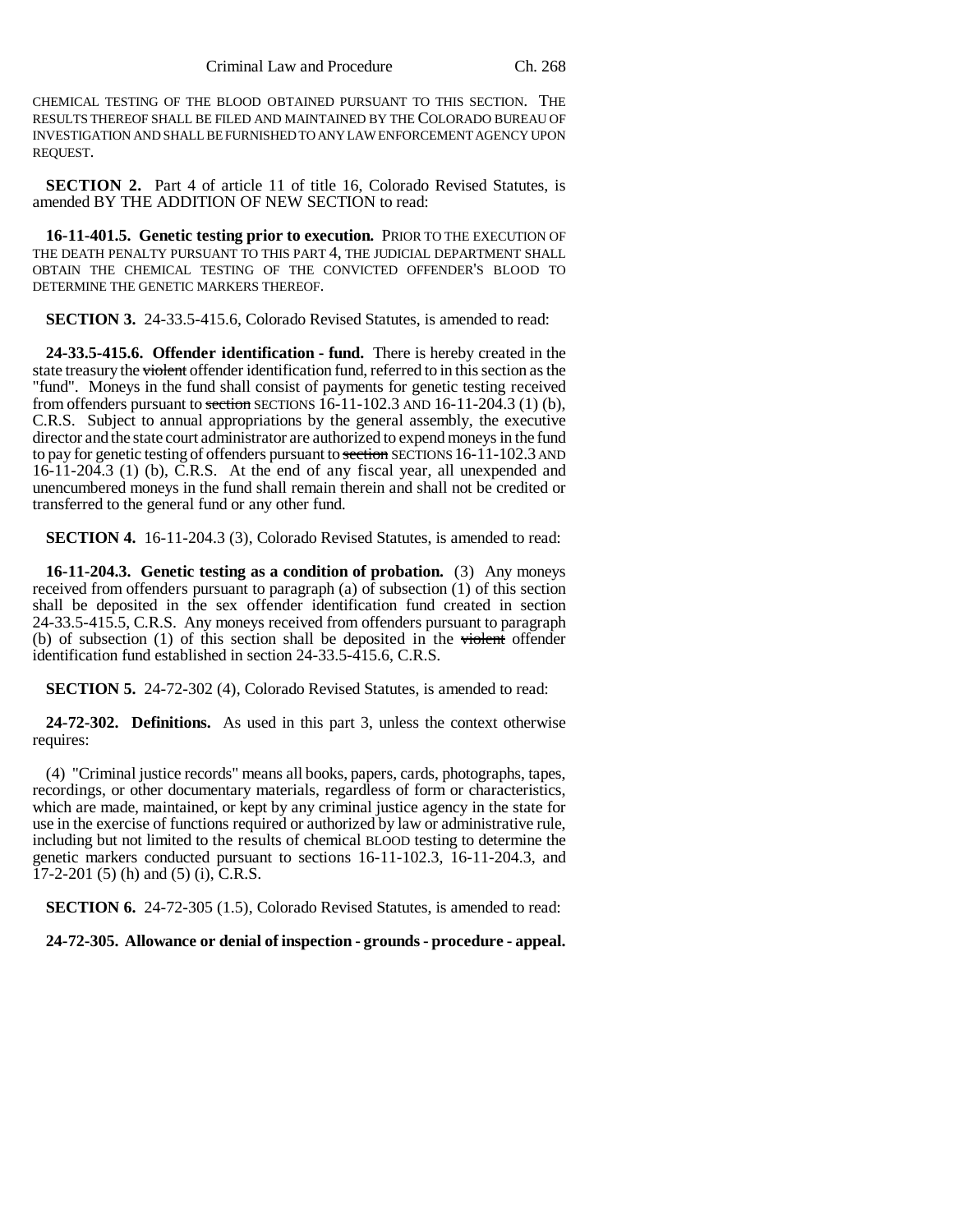CHEMICAL TESTING OF THE BLOOD OBTAINED PURSUANT TO THIS SECTION. THE RESULTS THEREOF SHALL BE FILED AND MAINTAINED BY THE COLORADO BUREAU OF INVESTIGATION AND SHALL BE FURNISHED TO ANY LAW ENFORCEMENT AGENCY UPON REQUEST.

**SECTION 2.** Part 4 of article 11 of title 16, Colorado Revised Statutes, is amended BY THE ADDITION OF NEW SECTION to read:

**16-11-401.5. Genetic testing prior to execution.** PRIOR TO THE EXECUTION OF THE DEATH PENALTY PURSUANT TO THIS PART 4, THE JUDICIAL DEPARTMENT SHALL OBTAIN THE CHEMICAL TESTING OF THE CONVICTED OFFENDER'S BLOOD TO DETERMINE THE GENETIC MARKERS THEREOF.

**SECTION 3.** 24-33.5-415.6, Colorado Revised Statutes, is amended to read:

**24-33.5-415.6. Offender identification - fund.** There is hereby created in the state treasury the ~~violent~~ offender identification fund, referred to in this section as the "fund". Moneys in the fund shall consist of payments for genetic testing received from offenders pursuant to ~~section~~ SECTIONS 16-11-102.3 AND 16-11-204.3 (1) (b), C.R.S. Subject to annual appropriations by the general assembly, the executive director and the state court administrator are authorized to expend moneys in the fund to pay for genetic testing of offenders pursuant to ~~section~~ SECTIONS 16-11-102.3 AND 16-11-204.3 (1) (b), C.R.S. At the end of any fiscal year, all unexpended and unencumbered moneys in the fund shall remain therein and shall not be credited or transferred to the general fund or any other fund.

**SECTION 4.** 16-11-204.3 (3), Colorado Revised Statutes, is amended to read:

**16-11-204.3. Genetic testing as a condition of probation.** (3) Any moneys received from offenders pursuant to paragraph (a) of subsection (1) of this section shall be deposited in the sex offender identification fund created in section 24-33.5-415.5, C.R.S. Any moneys received from offenders pursuant to paragraph (b) of subsection (1) of this section shall be deposited in the ~~violent~~ offender identification fund established in section 24-33.5-415.6, C.R.S.

**SECTION 5.** 24-72-302 (4), Colorado Revised Statutes, is amended to read:

**24-72-302. Definitions.** As used in this part 3, unless the context otherwise requires:

(4) "Criminal justice records" means all books, papers, cards, photographs, tapes, recordings, or other documentary materials, regardless of form or characteristics, which are made, maintained, or kept by any criminal justice agency in the state for use in the exercise of functions required or authorized by law or administrative rule, including but not limited to the results of chemical BLOOD testing to determine the genetic markers conducted pursuant to sections 16-11-102.3, 16-11-204.3, and 17-2-201 (5) (h) and (5) (i), C.R.S.

**SECTION 6.** 24-72-305 (1.5), Colorado Revised Statutes, is amended to read:

**24-72-305. Allowance or denial of inspection - grounds - procedure - appeal.**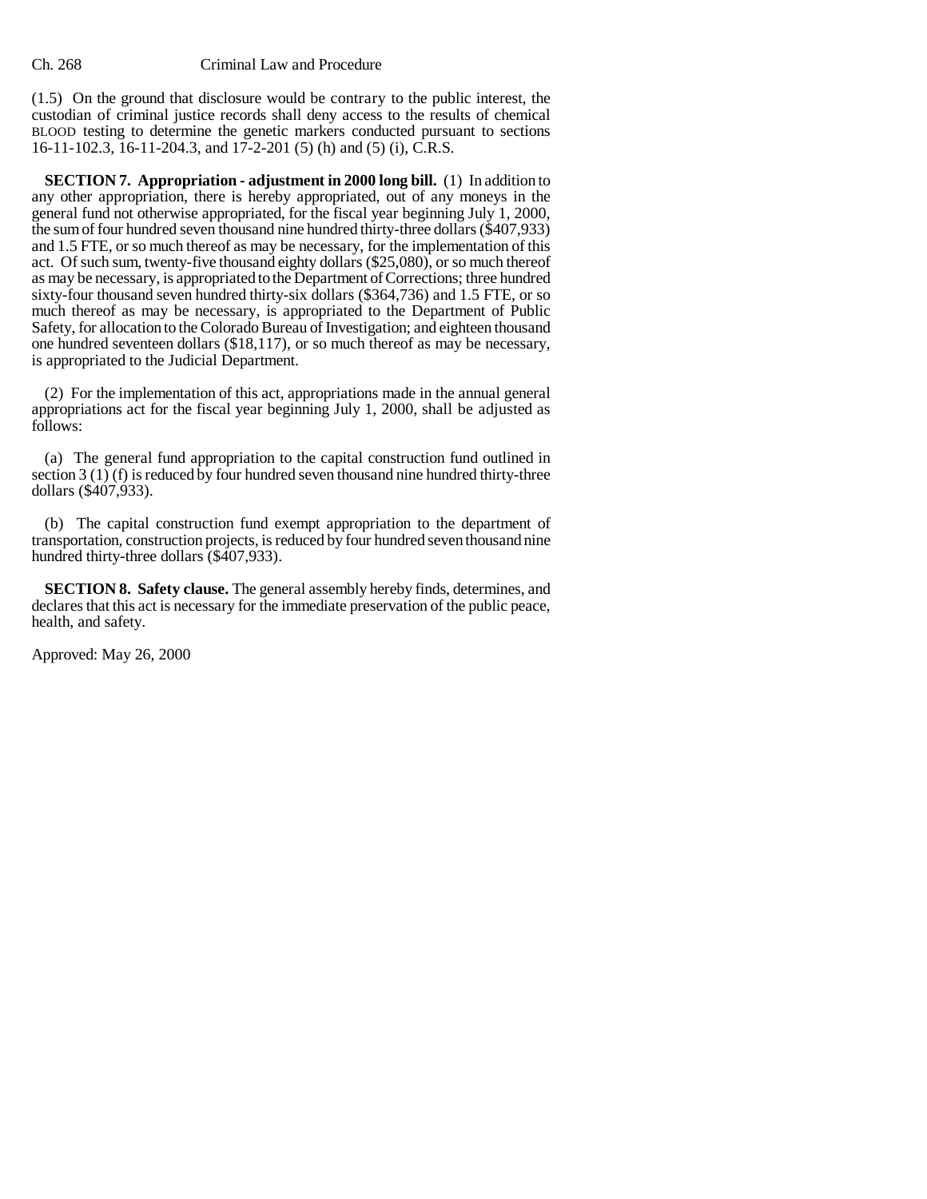(1.5) On the ground that disclosure would be contrary to the public interest, the custodian of criminal justice records shall deny access to the results of chemical BLOOD testing to determine the genetic markers conducted pursuant to sections 16-11-102.3, 16-11-204.3, and 17-2-201 (5) (h) and (5) (i), C.R.S.

**SECTION 7. Appropriation - adjustment in 2000 long bill.** (1) In addition to any other appropriation, there is hereby appropriated, out of any moneys in the general fund not otherwise appropriated, for the fiscal year beginning July 1, 2000, the sum of four hundred seven thousand nine hundred thirty-three dollars ($407,933) and 1.5 FTE, or so much thereof as may be necessary, for the implementation of this act. Of such sum, twenty-five thousand eighty dollars ($25,080), or so much thereof as may be necessary, is appropriated to the Department of Corrections; three hundred sixty-four thousand seven hundred thirty-six dollars ($364,736) and 1.5 FTE, or so much thereof as may be necessary, is appropriated to the Department of Public Safety, for allocation to the Colorado Bureau of Investigation; and eighteen thousand one hundred seventeen dollars ($18,117), or so much thereof as may be necessary, is appropriated to the Judicial Department.

(2) For the implementation of this act, appropriations made in the annual general appropriations act for the fiscal year beginning July 1, 2000, shall be adjusted as follows:

(a) The general fund appropriation to the capital construction fund outlined in section 3 (1) (f) is reduced by four hundred seven thousand nine hundred thirty-three dollars ($407,933).

(b) The capital construction fund exempt appropriation to the department of transportation, construction projects, is reduced by four hundred seven thousand nine hundred thirty-three dollars ($407,933).

**SECTION 8. Safety clause.** The general assembly hereby finds, determines, and declares that this act is necessary for the immediate preservation of the public peace, health, and safety.

Approved: May 26, 2000